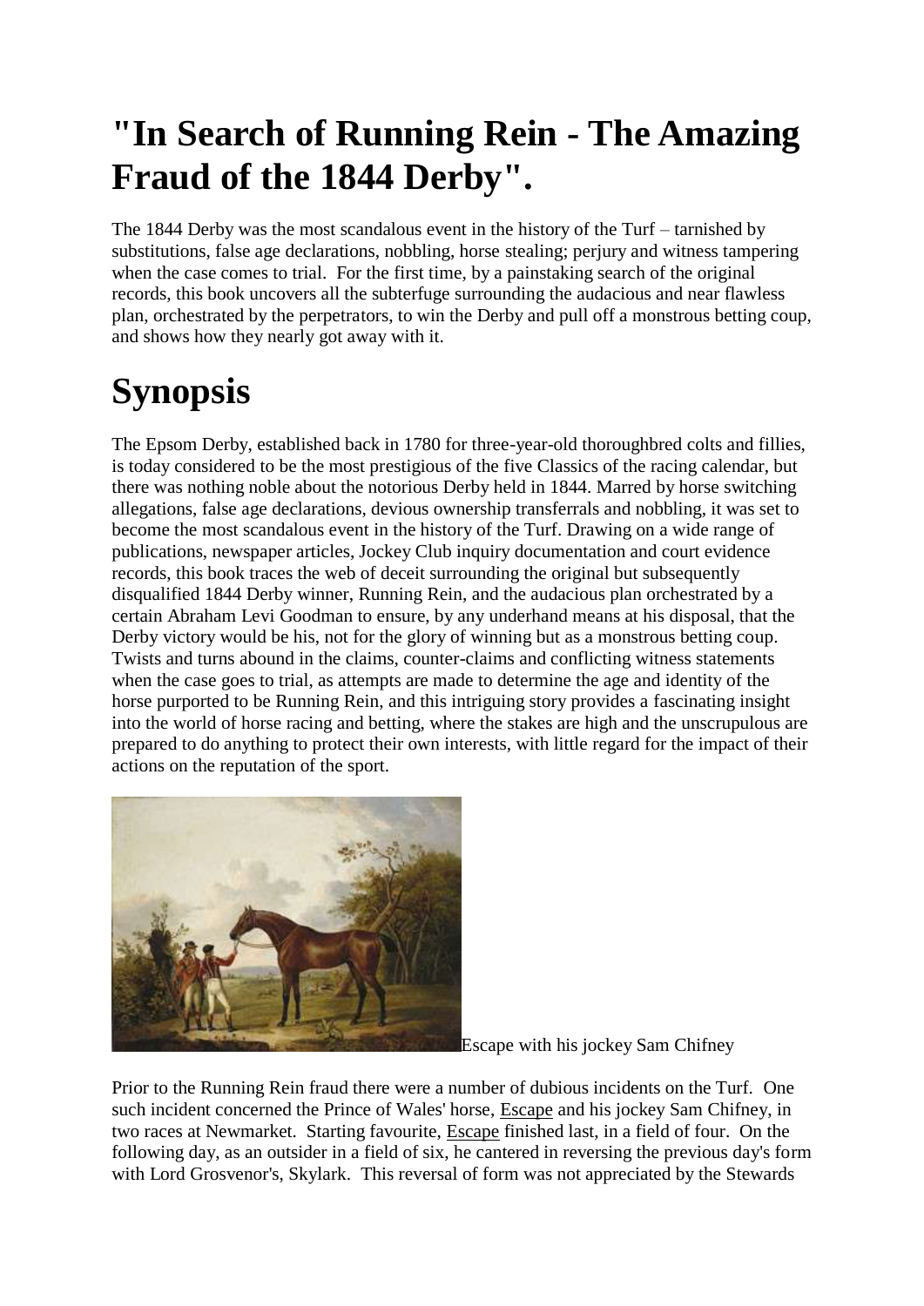# "In Search of Running Rein - The Amazing Fraud of the 1844 Derby".

The 1844 Derby was the most scandalous event in the history of the Turf – tarnished by substitutions, false age declarations, nobbling, horse stealing; perjury and witness tampering when the case comes to trial. For the first time, by a painstaking search of the original records, this book uncovers all the subterfuge surrounding the audacious and near flawless plan, orchestrated by the perpetrators, to win the Derby and pull off a monstrous betting coup, and shows how they nearly got away with it.

# Synopsis

The Epsom Derby, established back in 1780 for three-year-old thoroughbred colts and fillies, is today considered to be the most prestigious of the five Classics of the racing calendar, but there was nothing noble about the notorious Derby held in 1844. Marred by horse switching allegations, false age declarations, devious ownership transferrals and nobbling, it was set to become the most scandalous event in the history of the Turf. Drawing on a wide range of publications, newspaper articles, Jockey Club inquiry documentation and court evidence records, this book traces the web of deceit surrounding the original but subsequently disqualified 1844 Derby winner, Running Rein, and the audacious plan orchestrated by a certain Abraham Levi Goodman to ensure, by any underhand means at his disposal, that the Derby victory would be his, not for the glory of winning but as a monstrous betting coup. Twists and turns abound in the claims, counter-claims and conflicting witness statements when the case goes to trial, as attempts are made to determine the age and identity of the horse purported to be Running Rein, and this intriguing story provides a fascinating insight into the world of horse racing and betting, where the stakes are high and the unscrupulous are prepared to do anything to protect their own interests, with little regard for the impact of their actions on the reputation of the sport.

Escape with his jockey Sam Chifney

Prior to the Running Rein fraud there were a number of dubious incidents on the Turf. One such incident concerned the Prince of Wales' horse, Escape and his jockey Sam Chifney, in two races at Newmarket. Starting favourite, Escape finished last, in a field of four. On the following day, as an outsider in a field of six, he cantered in reversing the previous day's form with Lord Grosvenor's, Skylark. This reversal of form was not appreciated by the Stewards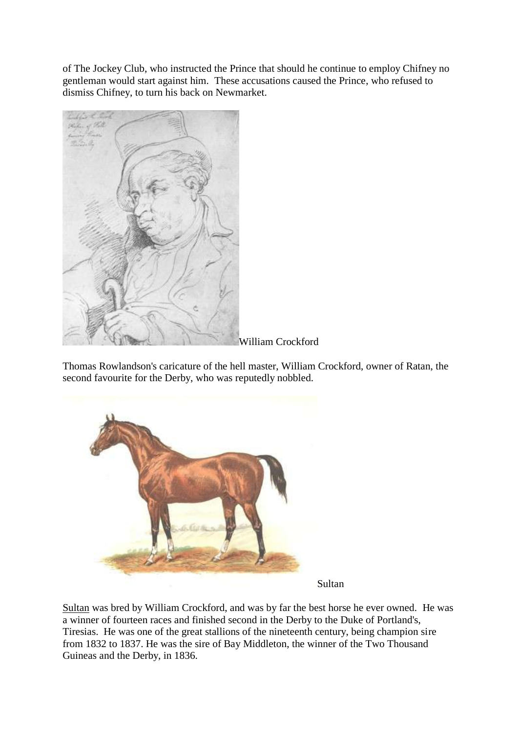of The Jockey Club, who instructed the Prince that should he continue to employ Chifney no gentleman would start against him. These accusations caused the Prince, who refused to dismiss Chifney, to turn his back on Newmarket.

William Crockford

Thomas Rowlandson's caricature of the hell master, William Crockford, owner of Ratan, the second favourite for the Derby, who was reputedly nobbled.

Sultan

Sultan was bred by William Crockford, and was by far the best horse he ever owned. He was a winner of fourteen races and finished second in the Derby to the Duke of Portland's, Tiresias. He was one of the great stallions of the nineteenth century, being champion sire from 1832 to 1837. He was the sire of Bay Middleton, the winner of the Two Thousand Guineas and the Derby, in 1836.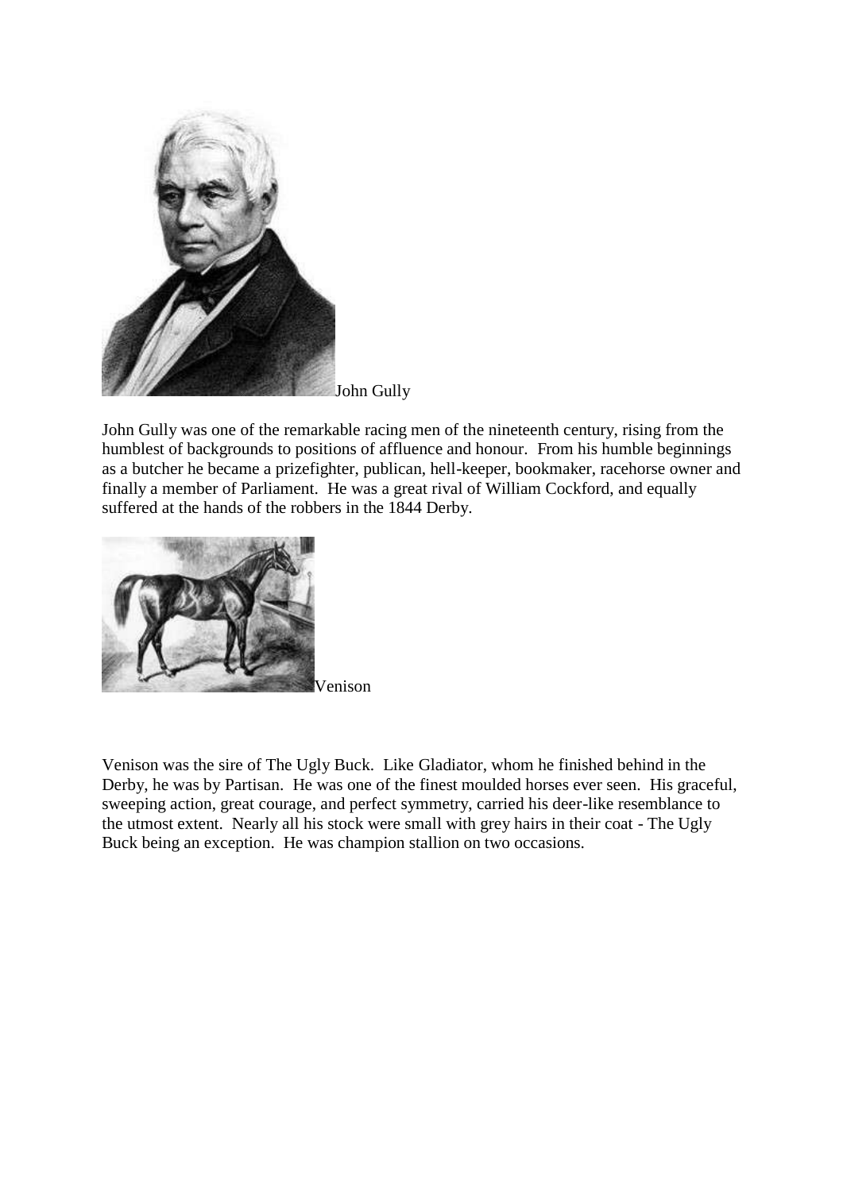John Gully

John Gully was one of the remarkable racing men of the nineteenth century, rising from the humblest of backgrounds to positions of affluence and honour. From his humble beginnings as a butcher he became a prizefighter, publican, hell-keeper, bookmaker, racehorse owner and finally a member of Parliament. He was a great rival of William Cockford, and equally suffered at the hands of the robbers in the 1844 Derby.

Venison

Venison was the sire of The Ugly Buck. Like Gladiator, whom he finished behind in the Derby, he was by Partisan. He was one of the finest moulded horses ever seen. His graceful, sweeping action, great courage, and perfect symmetry, carried his deer-like resemblance to the utmost extent. Nearly all his stock were small with grey hairs in their coat - The Ugly Buck being an exception. He was champion stallion on two occasions.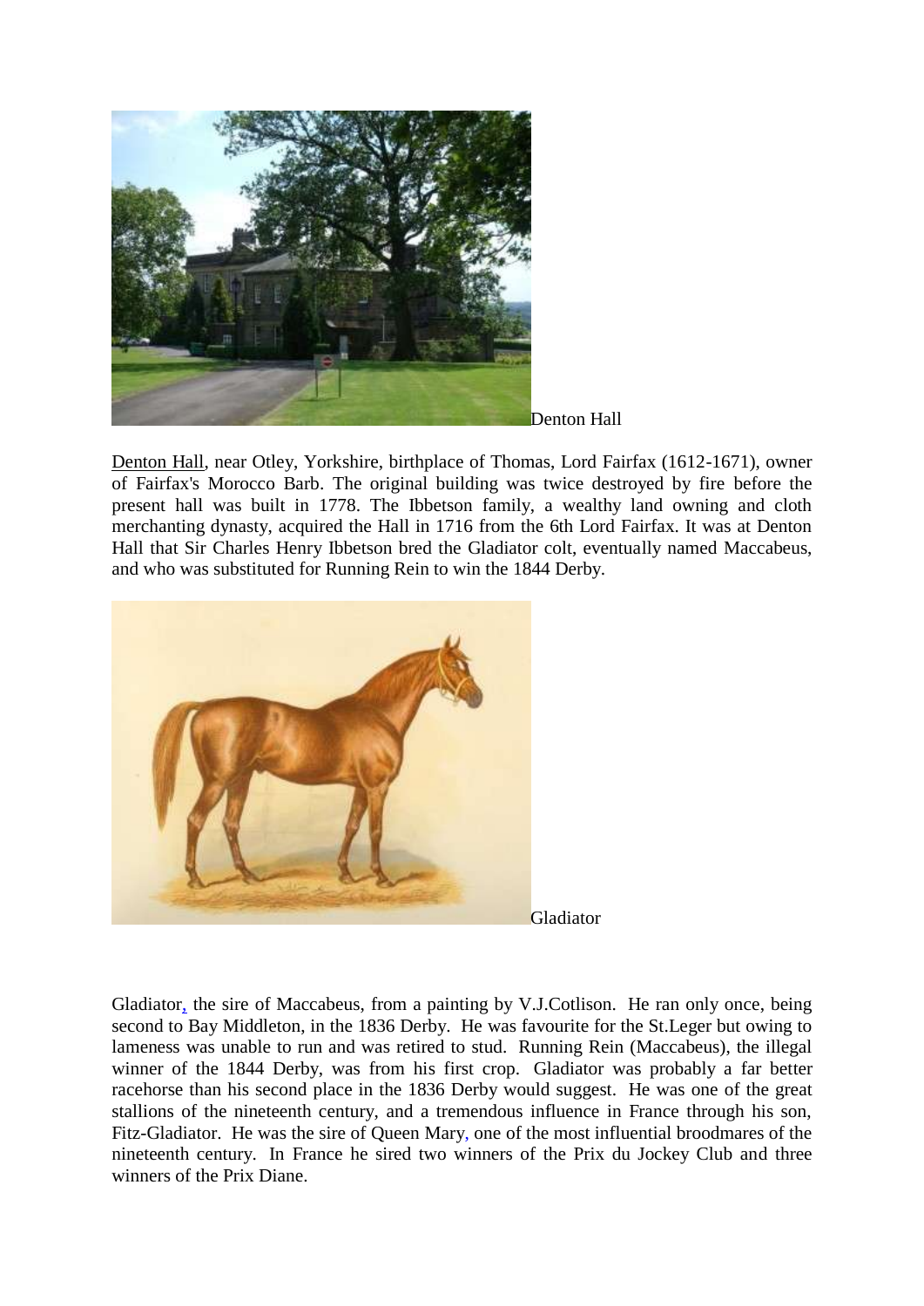Denton Hall

Denton Hall, near Otley, Yorkshire, birthplace of Thomas, Lord Fairfax (1612-1671), owner of Fairfax's Morocco Barb. The original building was twice destroyed by fire before the present hall was built in 1778. The Ibbetson family, a wealthy land owning and cloth merchanting dynasty, acquired the Hall in 1716 from the 6th Lord Fairfax. It was at Denton Hall that Sir Charles Henry Ibbetson bred the Gladiator colt, eventually named Maccabeus, and who was substituted for Running Rein to win the 1844 Derby.

Gladiator

Gladiator, the sire of Maccabeus, from a painting by V.J.Cotlison. He ran only once, being second to Bay Middleton, in the 1836 Derby. He was favourite for the St.Leger but owing to lameness was unable to run and was retired to stud. Running Rein (Maccabeus), the illegal winner of the 1844 Derby, was from his first crop. Gladiator was probably a far better racehorse than his second place in the 1836 Derby would suggest. He was one of the great stallions of the nineteenth century, and a tremendous influence in France through his son, Fitz-Gladiator. He was the sire of Queen Mary, one of the most influential broodmares of the nineteenth century. In France he sired two winners of the Prix du Jockey Club and three winners of the Prix Diane.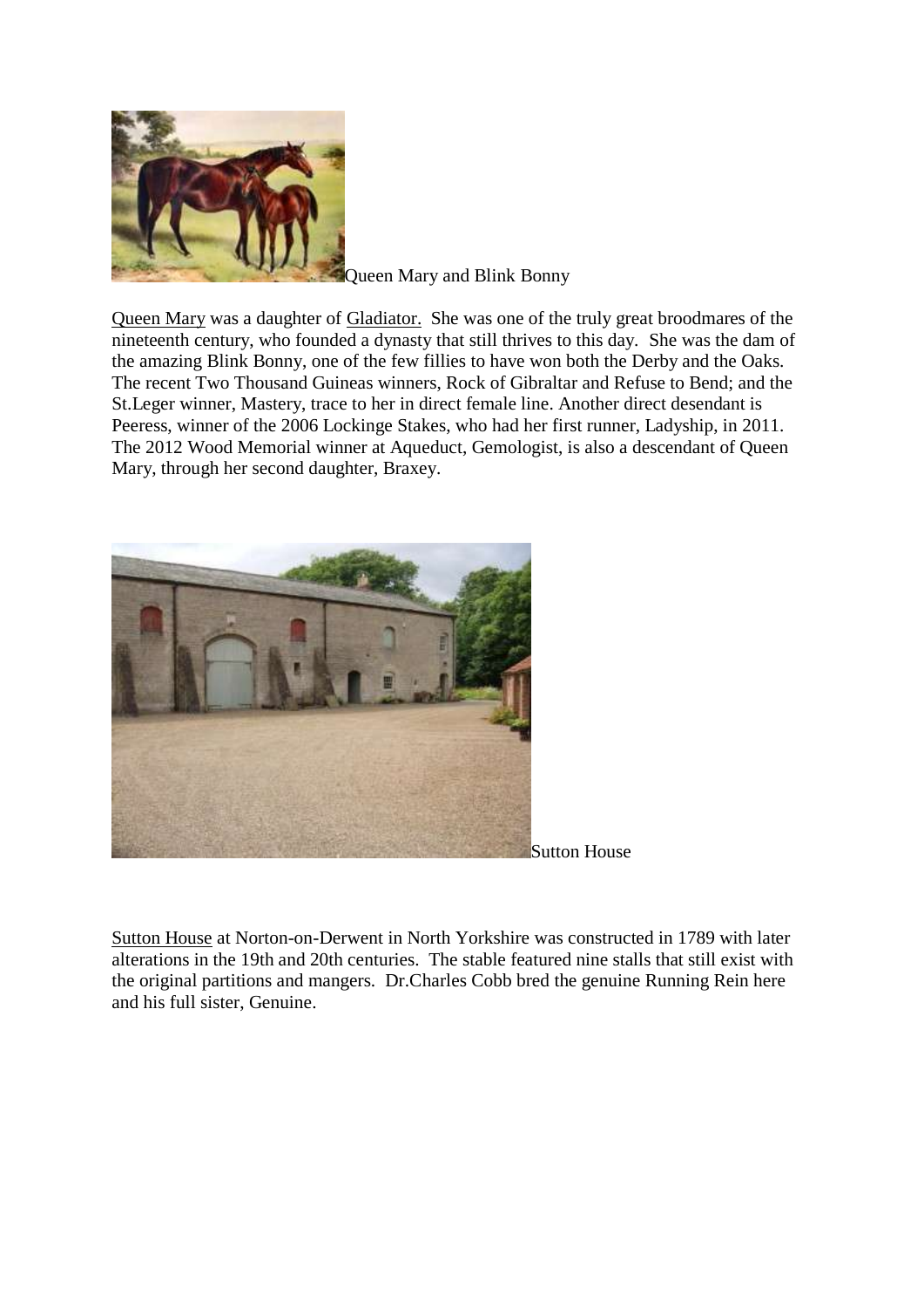Queen Mary and Blink Bonny

Queen Mary was a daughter of Gladiator. She was one of the truly great broodmares of the nineteenth century, who founded a dynasty that still thrives to this day. She was the dam of the amazing Blink Bonny, one of the few fillies to have won both the Derby and the Oaks. The recent Two Thousand Guineas winners, Rock of Gibraltar and Refuse to Bend; and the St.Leger winner, Mastery, trace to her in direct female line. Another direct desendant is Peeress, winner of the 2006 Lockinge Stakes, who had her first runner, Ladyship, in 2011. The 2012 Wood Memorial winner at Aqueduct, Gemologist, is also a descendant of Queen Mary, through her second daughter, Braxey.

Sutton House

Sutton House at Norton-on-Derwent in North Yorkshire was constructed in 1789 with later alterations in the 19th and 20th centuries. The stable featured nine stalls that still exist with the original partitions and mangers. Dr.Charles Cobb bred the genuine Running Rein here and his full sister, Genuine.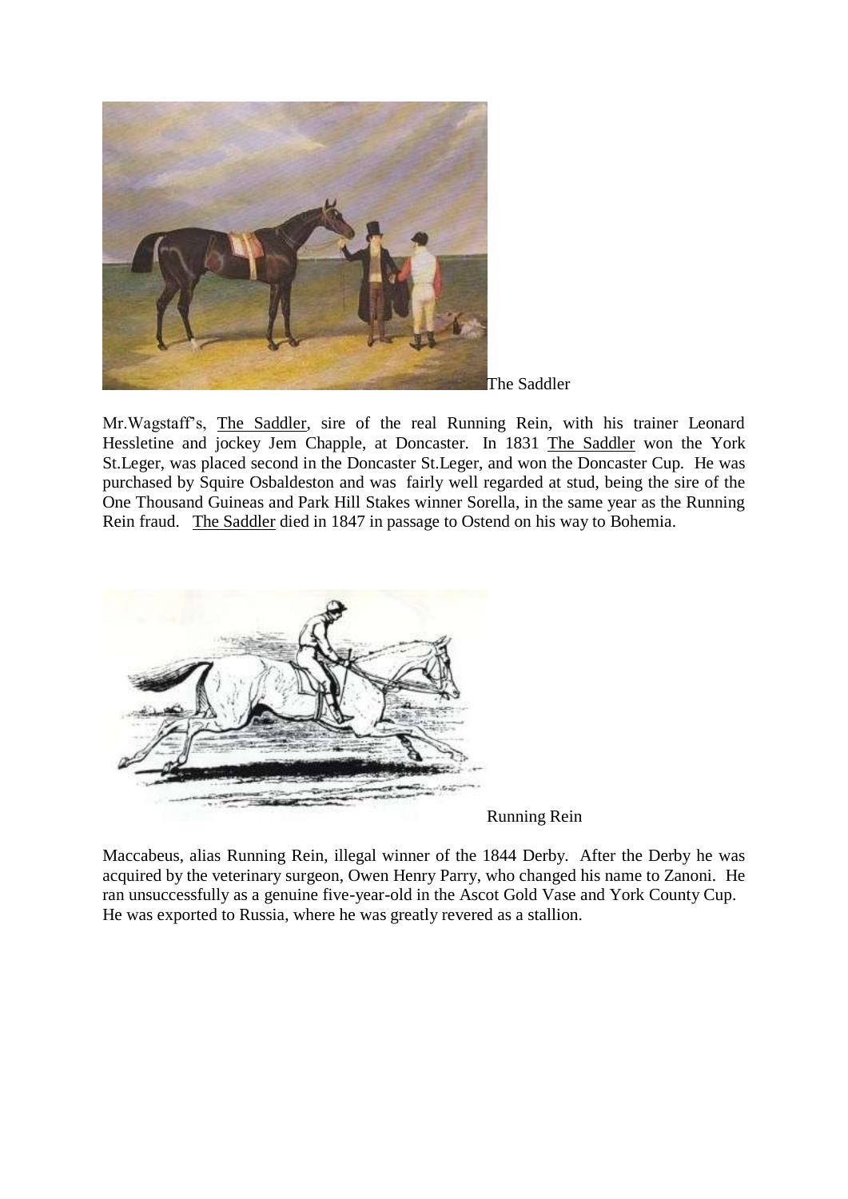The Saddler

Mr.Wagstaff's, The Saddler, sire of the real Running Rein, with his trainer Leonard Hessletine and jockey Jem Chapple, at Doncaster. In 1831 The Saddler won the York St.Leger, was placed second in the Doncaster St.Leger, and won the Doncaster Cup. He was purchased by Squire Osbaldeston and was fairly well regarded at stud, being the sire of the One Thousand Guineas and Park Hill Stakes winner Sorella, in the same year as the Running Rein fraud. The Saddler died in 1847 in passage to Ostend on his way to Bohemia.

Running Rein

Maccabeus, alias Running Rein, illegal winner of the 1844 Derby. After the Derby he was acquired by the veterinary surgeon, Owen Henry Parry, who changed his name to Zanoni. He ran unsuccessfully as a genuine five-year-old in the Ascot Gold Vase and York County Cup. He was exported to Russia, where he was greatly revered as a stallion.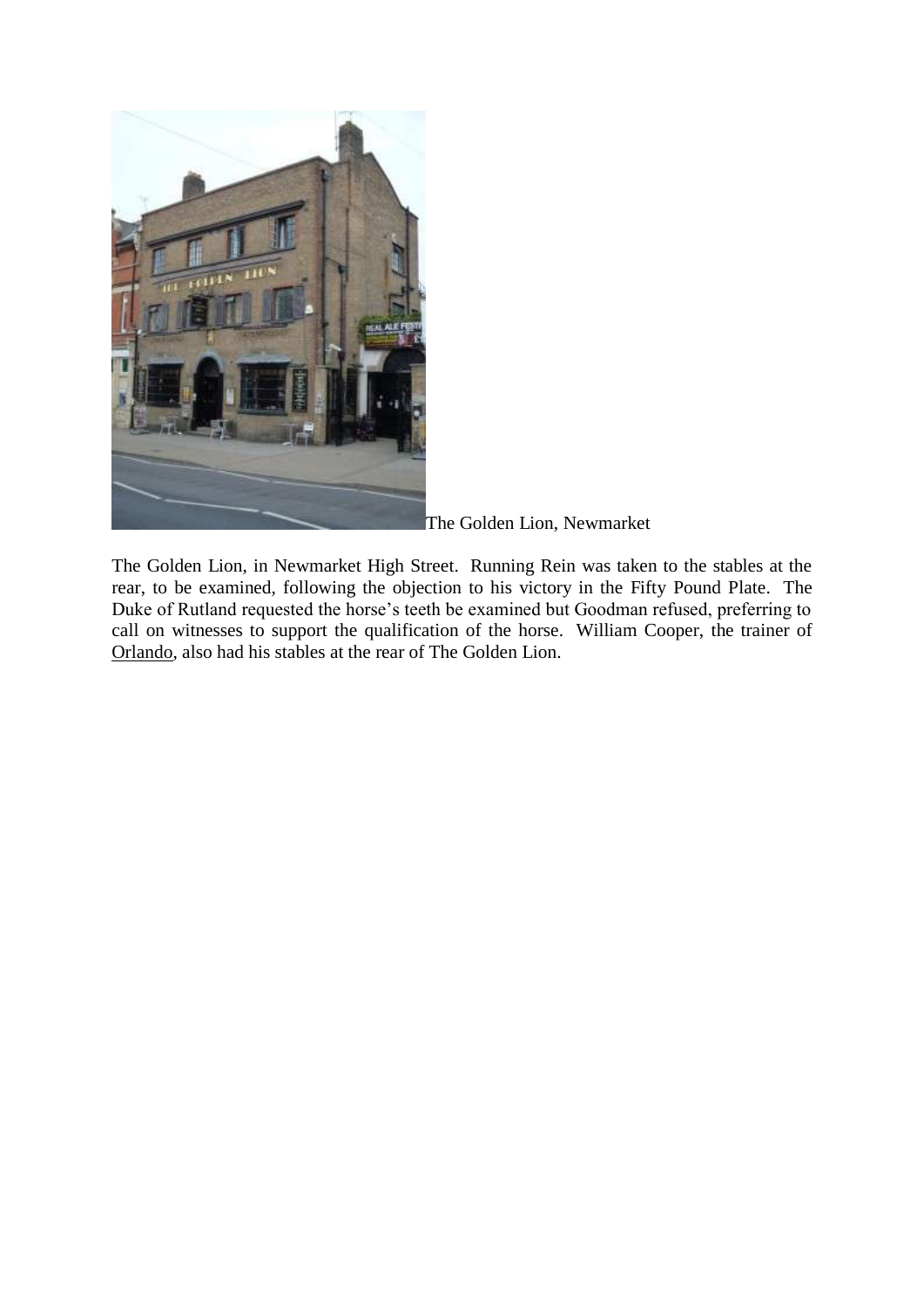The Golden Lion, Newmarket

The Golden Lion, in Newmarket High Street. Running Rein was taken to the stables at the rear, to be examined, following the objection to his victory in the Fifty Pound Plate. The Duke of Rutland requested the horse's teeth be examined but Goodman refused, preferring to call on witnesses to support the qualification of the horse. William Cooper, the trainer of Orlando, also had his stables at the rear of The Golden Lion.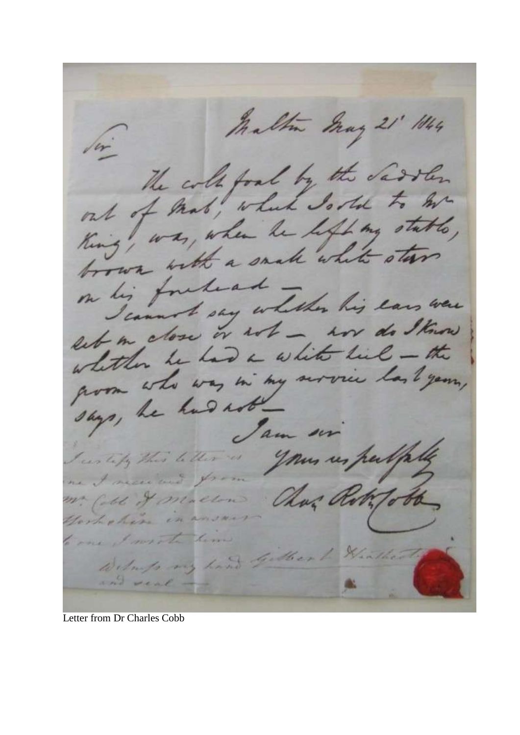Malton May 21st 1844

Sir

The colt foal by the Saddler out of Mab, which I sold to Mr King, was, when he left my stable, brown with a small white star on his forehead –

I cannot say whether his ears were set in close or not – nor do I know whether he had a white heel – the groom who was in my service last year, says, he had not –

I am sir

Yours respectfully

Chas Robt Cobb

I certify this letter is one I received from Mr Cobb of Malton Yorkshire in answer to one I wrote him

Witness my hand and seal — Gilbert Heathcote

Letter from Dr Charles Cobb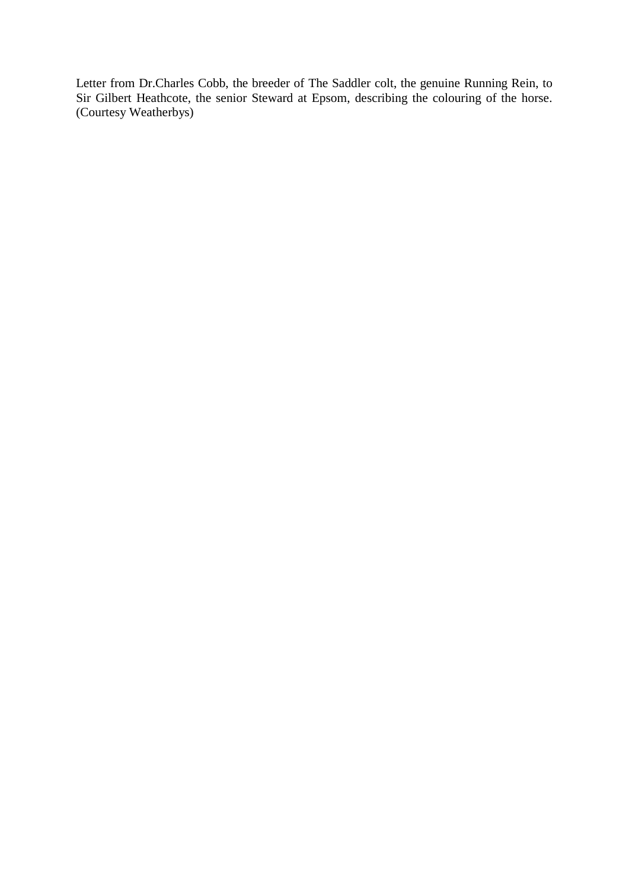Letter from Dr.Charles Cobb, the breeder of The Saddler colt, the genuine Running Rein, to Sir Gilbert Heathcote, the senior Steward at Epsom, describing the colouring of the horse. (Courtesy Weatherbys)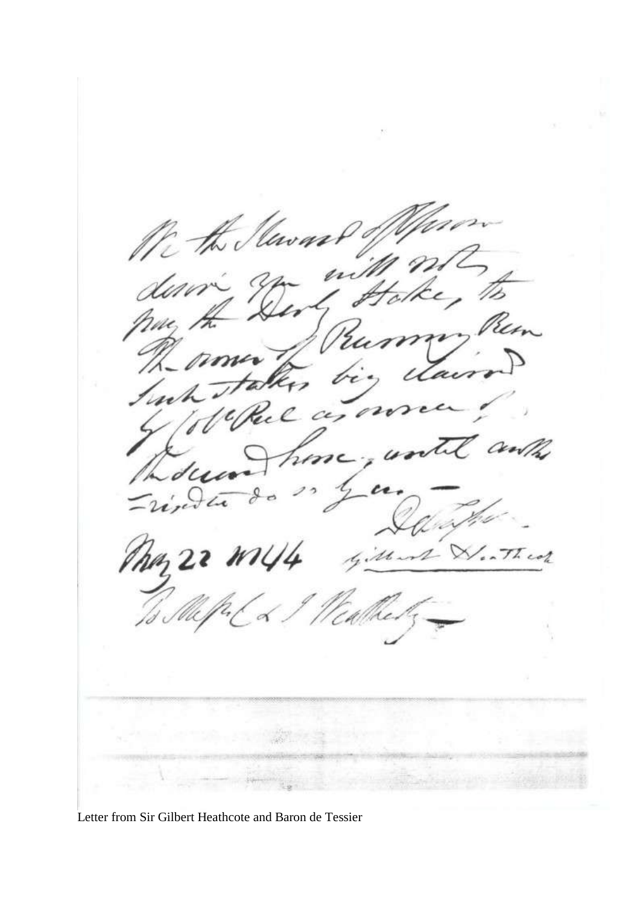We the Steward of Upsom
desire you will not
pay the Derby Stakes, to
the owner of Running Rein
such stakes being claimed
by Col. Peel as owner of
the second horse, until other-
wise directed so to do —

May 22 1844

De Tessier.
Gilbert Heathcote

To Messrs. C & J Weatherby

Letter from Sir Gilbert Heathcote and Baron de Tessier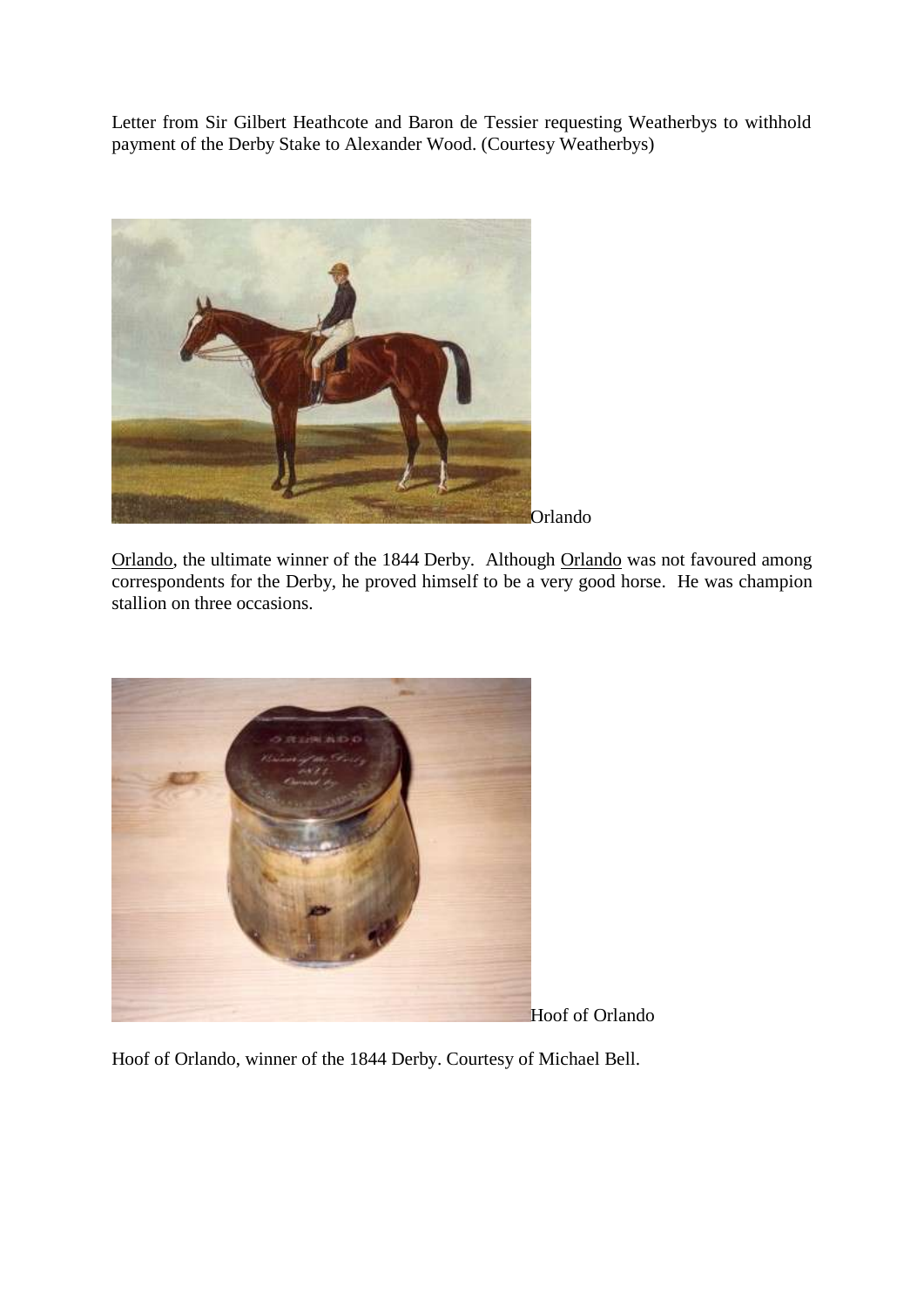Letter from Sir Gilbert Heathcote and Baron de Tessier requesting Weatherbys to withhold payment of the Derby Stake to Alexander Wood. (Courtesy Weatherbys)

Orlando

Orlando, the ultimate winner of the 1844 Derby. Although Orlando was not favoured among correspondents for the Derby, he proved himself to be a very good horse. He was champion stallion on three occasions.

Hoof of Orlando

Hoof of Orlando, winner of the 1844 Derby. Courtesy of Michael Bell.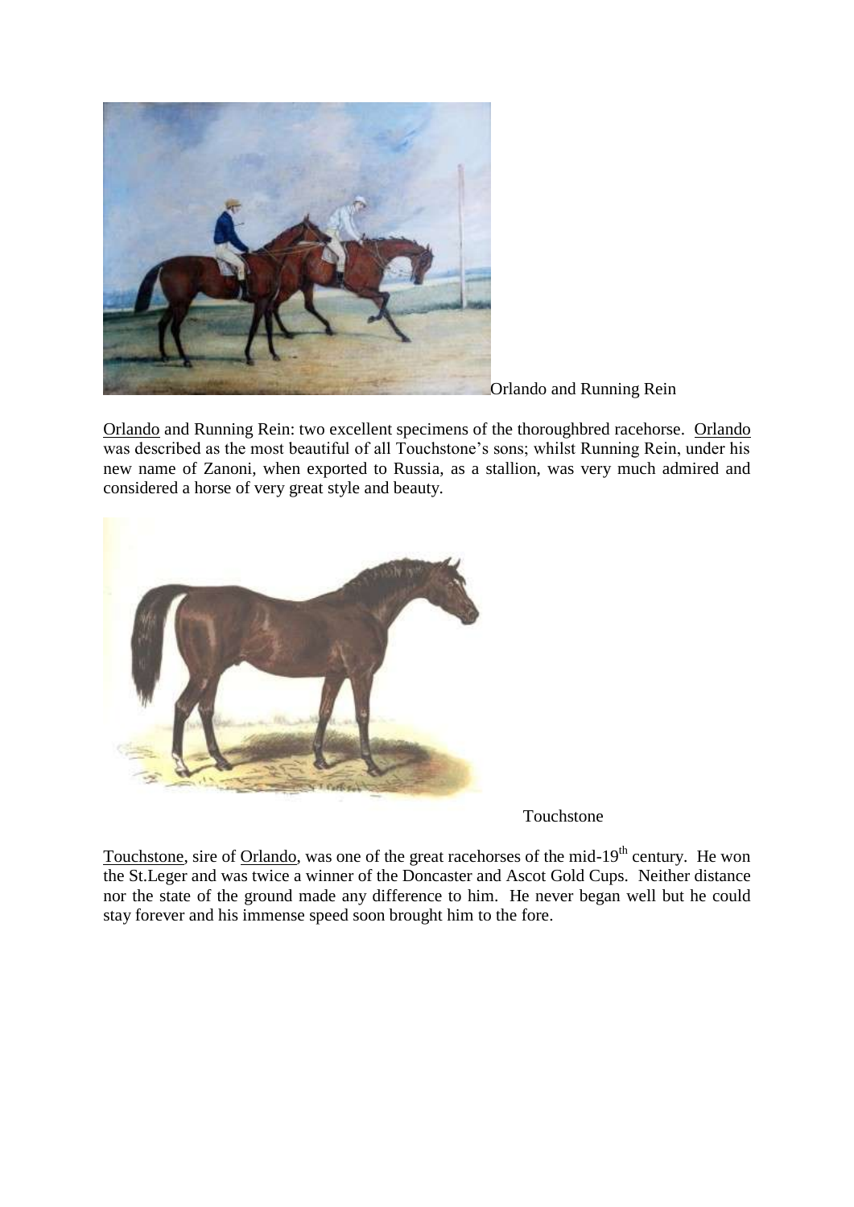Orlando and Running Rein

Orlando and Running Rein: two excellent specimens of the thoroughbred racehorse. Orlando was described as the most beautiful of all Touchstone's sons; whilst Running Rein, under his new name of Zanoni, when exported to Russia, as a stallion, was very much admired and considered a horse of very great style and beauty.

Touchstone

Touchstone, sire of Orlando, was one of the great racehorses of the mid-19th century. He won the St.Leger and was twice a winner of the Doncaster and Ascot Gold Cups. Neither distance nor the state of the ground made any difference to him. He never began well but he could stay forever and his immense speed soon brought him to the fore.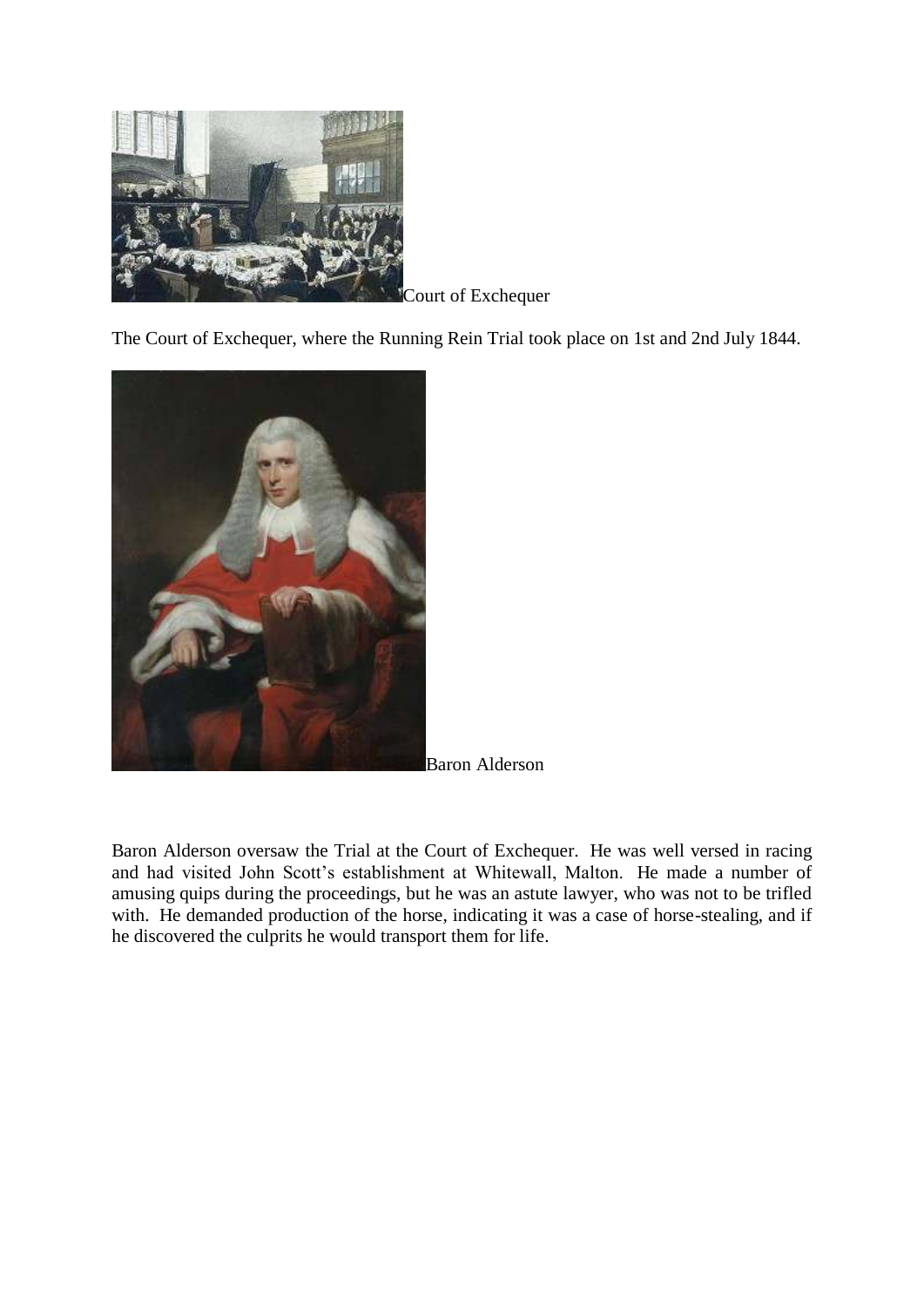Court of Exchequer

The Court of Exchequer, where the Running Rein Trial took place on 1st and 2nd July 1844.

Baron Alderson

Baron Alderson oversaw the Trial at the Court of Exchequer. He was well versed in racing and had visited John Scott's establishment at Whitewall, Malton. He made a number of amusing quips during the proceedings, but he was an astute lawyer, who was not to be trifled with. He demanded production of the horse, indicating it was a case of horse-stealing, and if he discovered the culprits he would transport them for life.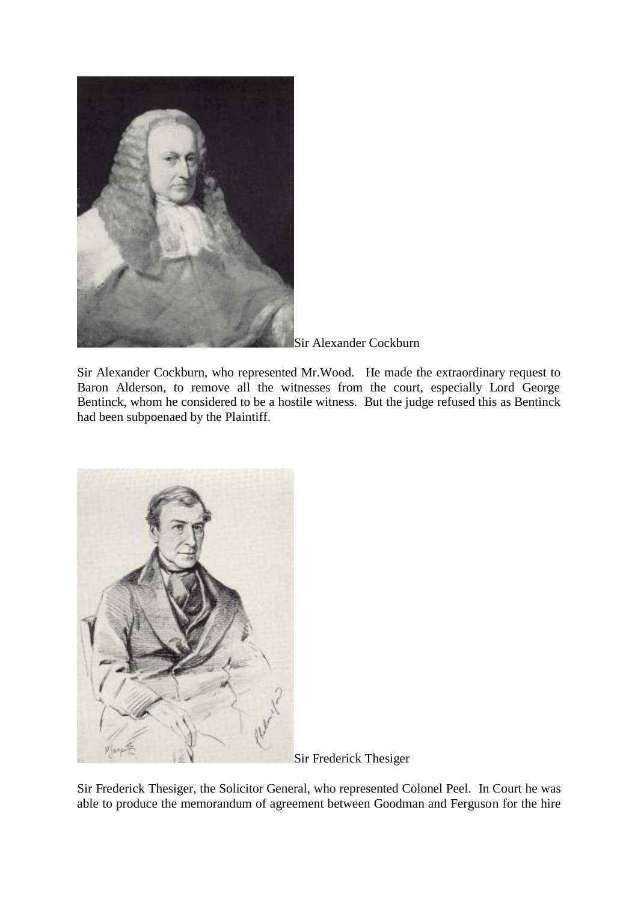Sir Alexander Cockburn

Sir Alexander Cockburn, who represented Mr.Wood. He made the extraordinary request to Baron Alderson, to remove all the witnesses from the court, especially Lord George Bentinck, whom he considered to be a hostile witness. But the judge refused this as Bentinck had been subpoenaed by the Plaintiff.

Sir Frederick Thesiger

Sir Frederick Thesiger, the Solicitor General, who represented Colonel Peel. In Court he was able to produce the memorandum of agreement between Goodman and Ferguson for the hire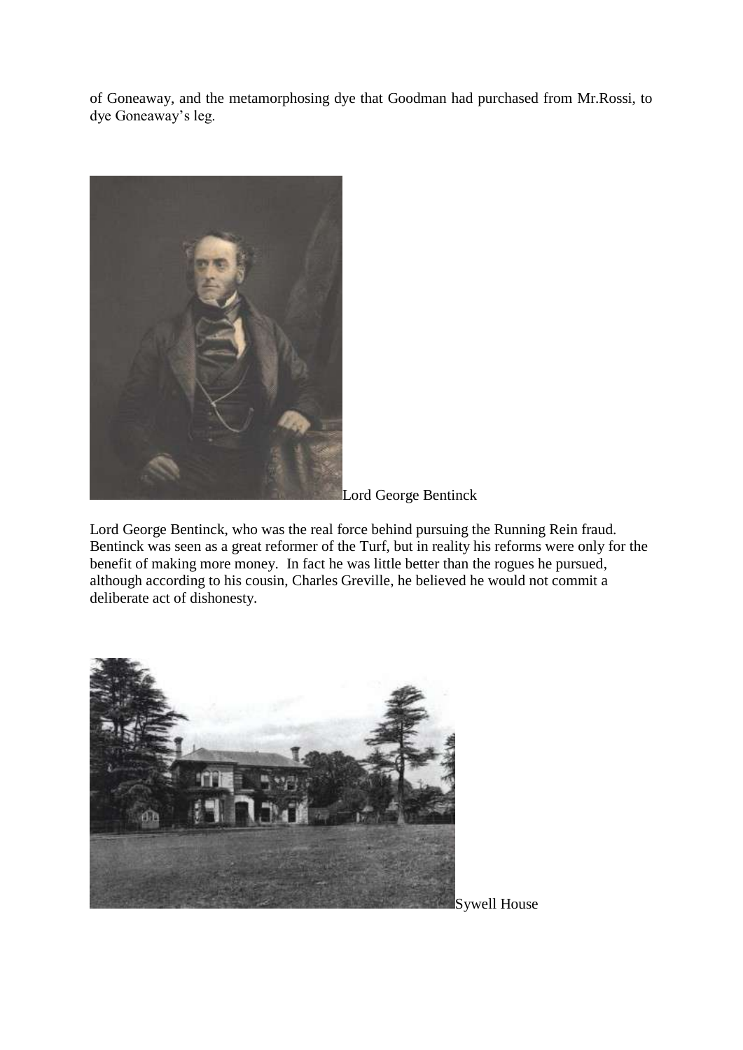of Goneaway, and the metamorphosing dye that Goodman had purchased from Mr.Rossi, to dye Goneaway's leg.

Lord George Bentinck

Lord George Bentinck, who was the real force behind pursuing the Running Rein fraud. Bentinck was seen as a great reformer of the Turf, but in reality his reforms were only for the benefit of making more money. In fact he was little better than the rogues he pursued, although according to his cousin, Charles Greville, he believed he would not commit a deliberate act of dishonesty.

Sywell House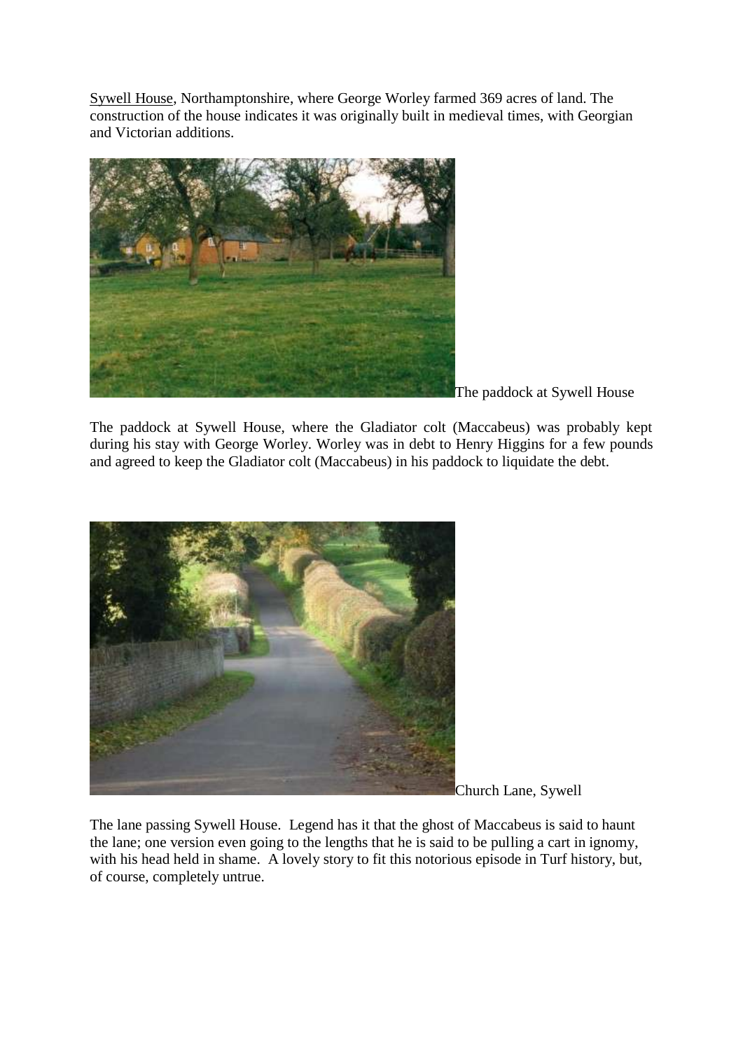Sywell House, Northamptonshire, where George Worley farmed 369 acres of land. The construction of the house indicates it was originally built in medieval times, with Georgian and Victorian additions.

The paddock at Sywell House

The paddock at Sywell House, where the Gladiator colt (Maccabeus) was probably kept during his stay with George Worley. Worley was in debt to Henry Higgins for a few pounds and agreed to keep the Gladiator colt (Maccabeus) in his paddock to liquidate the debt.

Church Lane, Sywell

The lane passing Sywell House. Legend has it that the ghost of Maccabeus is said to haunt the lane; one version even going to the lengths that he is said to be pulling a cart in ignomy, with his head held in shame. A lovely story to fit this notorious episode in Turf history, but, of course, completely untrue.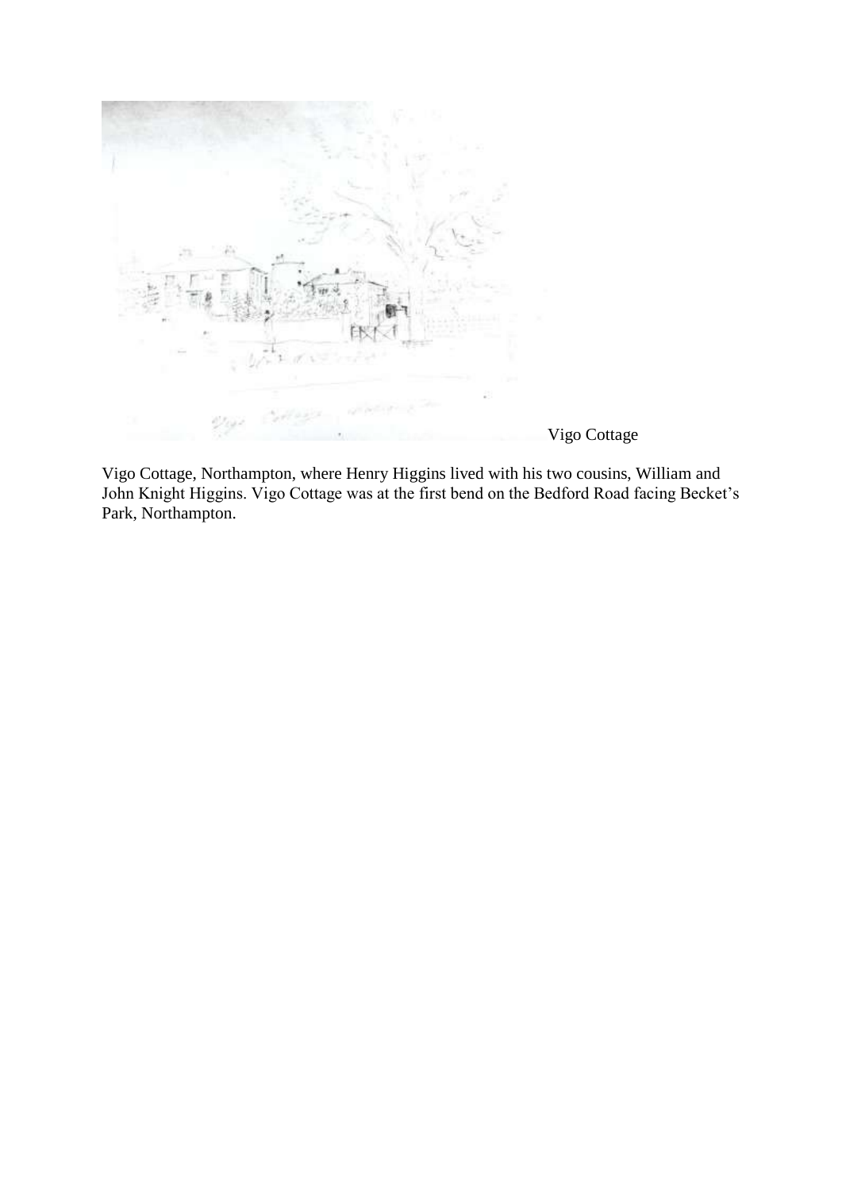Vigo Cottage

Vigo Cottage, Northampton, where Henry Higgins lived with his two cousins, William and John Knight Higgins. Vigo Cottage was at the first bend on the Bedford Road facing Becket's Park, Northampton.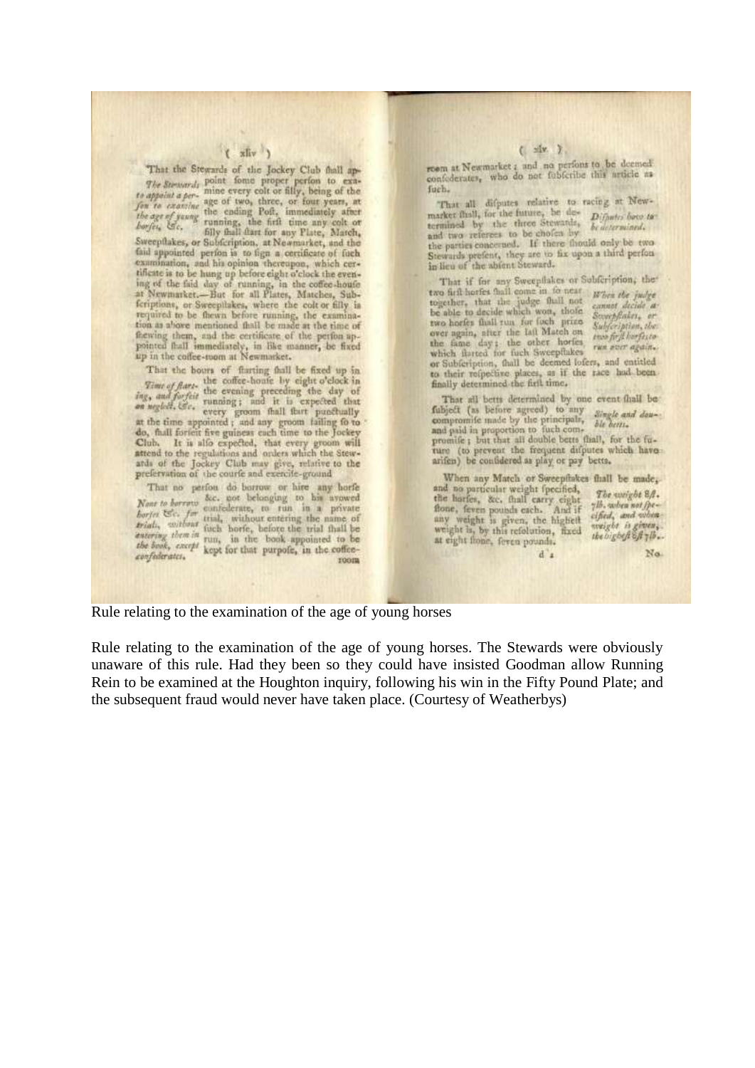That the Stewards of the Jockey Club shall appoint some proper person to examine every colt or filly, being of the age of two, three, or four years, at the ending Post, immediately after running, the first time any colt or filly shall start for any Plate, Match, Sweepstakes, or Subscription, at Newmarket, and the said appointed person is to sign a certificate of such examination, and his opinion thereupon, which certificate is to be hung up before eight o'clock the evening of the said day of running, in the coffee-house at Newmarket.—But for all Plates, Matches, Subscriptions, or Sweepstakes, where the colt or filly is required to be shewn before running, the examination as above mentioned shall be made at the time of shewing them, and the certificate of the person appointed shall immediately, in like manner, be fixed up in the coffee-room at Newmarket.

*The Stewards to appoint a person to examine the age of young horses, &c.*

That the hours of starting shall be fixed up in the coffee-house by eight o'clock in the evening preceding the day of running; and it is expected that every groom shall start punctually at the time appointed; and any groom failing so to do, shall forfeit five guineas each time to the Jockey Club. It is also expected, that every groom will attend to the regulations and orders which the Stewards of the Jockey Club may give, relative to the preservation of the course and exercise-ground.

*Time of starting, and forfeit on neglect, &c.*

That no person do borrow or hire any horse &c. not belonging to his avowed confederate, to run in a private trial, without entering the name of such horse, before the trial shall be run, in the book appointed to be kept for that purpose, in the coffee-room at Newmarket; and no persons to be deemed confederates, who do not subscribe this article as such.

*None to borrow horses &c. for trials, without entering them in the book, except confederates.*

That all disputes relative to racing at Newmarket shall, for the future, be determined by the three Stewards, and two referees to be chosen by the parties concerned. If there should only be two Stewards present, they are to fix upon a third person in lieu of the absent Steward.

*Disputes how to be determined.*

That if for any Sweepstakes or Subscription, the two first horses shall come in so near together, that the judge shall not be able to decide which won, those two horses shall run for such prize over again, after the last Match on the same day; the other horses which started for such Sweepstakes or Subscription, shall be deemed losers, and entitled to their respective places, as if the race had been finally determined the first time.

*When the judge cannot decide a Sweepstakes, or Subscription, the two first horses to run over again.*

That all betts determined by one event shall be subject (as before agreed) to any compromise made by the principals, and paid in proportion to such compromise; but that all double betts shall, for the future (to prevent the frequent disputes which have arisen) be considered as play or pay betts.

*Single and double betts.*

When any Match or Sweepstakes shall be made, and no particular weight specified, the horses, &c. shall carry eight stone, seven pounds each. And if any weight is given, the highest weight is, by this resolution, fixed at eight stone, seven pounds.

*The weight 8st. 7lb. when not specified, and when weight is given, the highest 8st 7lb.*

Rule relating to the examination of the age of young horses

Rule relating to the examination of the age of young horses. The Stewards were obviously unaware of this rule. Had they been so they could have insisted Goodman allow Running Rein to be examined at the Houghton inquiry, following his win in the Fifty Pound Plate; and the subsequent fraud would never have taken place. (Courtesy of Weatherbys)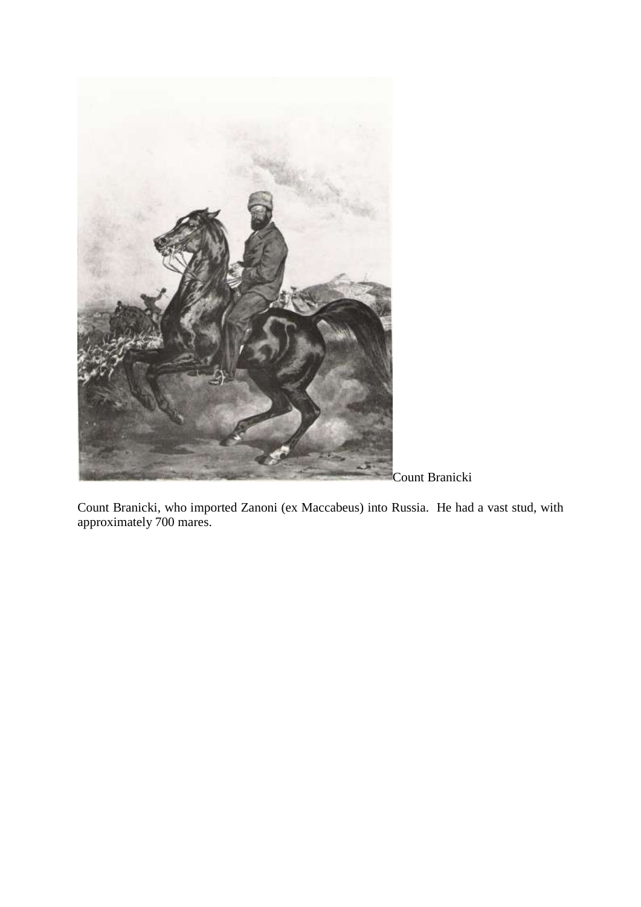Count Branicki

Count Branicki, who imported Zanoni (ex Maccabeus) into Russia. He had a vast stud, with approximately 700 mares.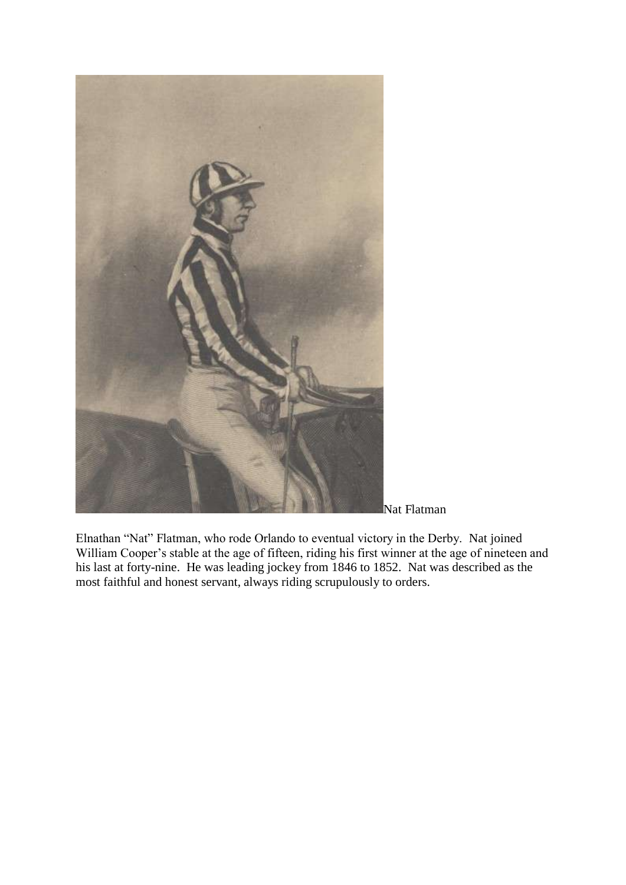Nat Flatman

Elnathan "Nat" Flatman, who rode Orlando to eventual victory in the Derby. Nat joined William Cooper's stable at the age of fifteen, riding his first winner at the age of nineteen and his last at forty-nine. He was leading jockey from 1846 to 1852. Nat was described as the most faithful and honest servant, always riding scrupulously to orders.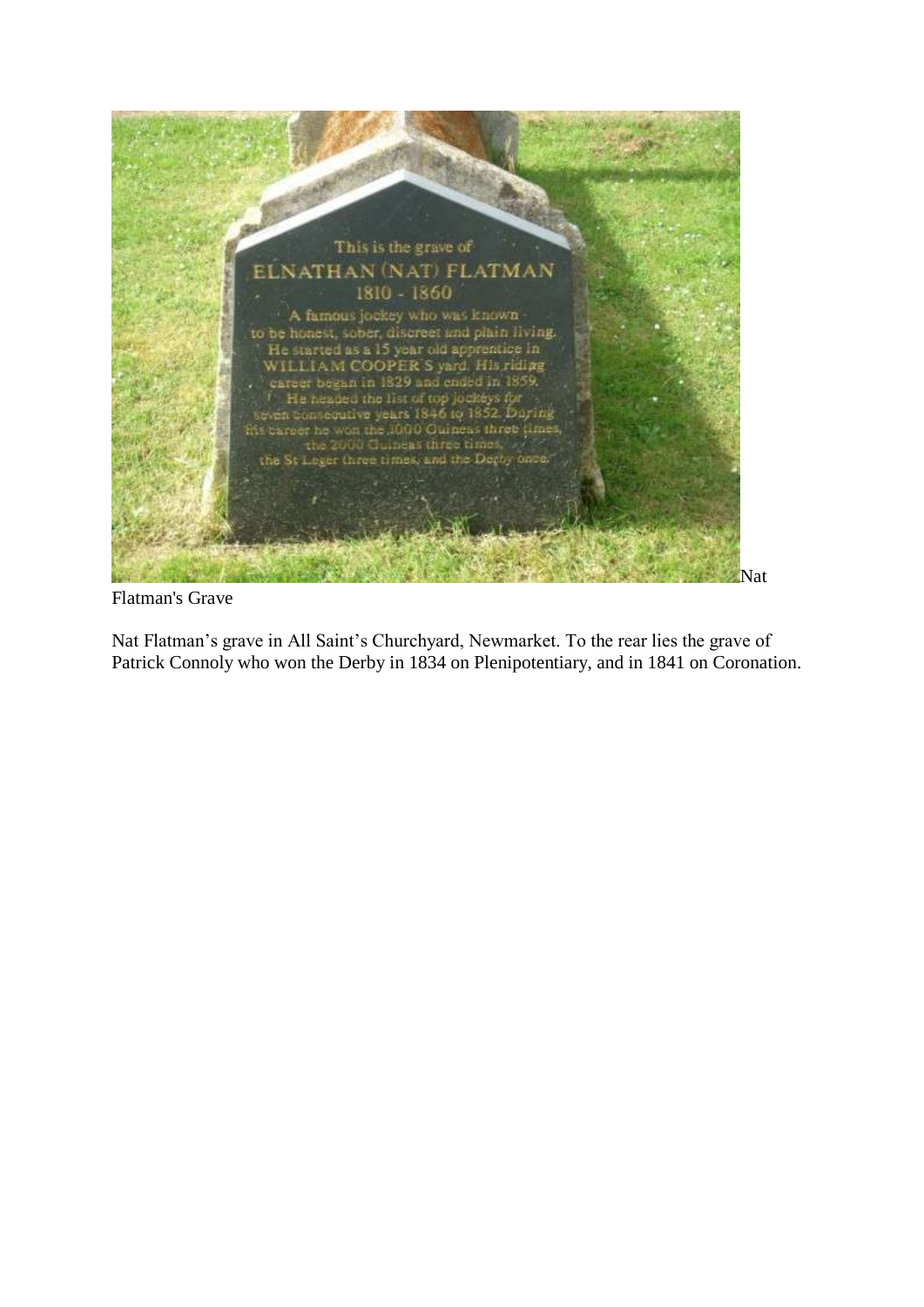Nat Flatman's Grave

Nat Flatman's grave in All Saint's Churchyard, Newmarket. To the rear lies the grave of Patrick Connoly who won the Derby in 1834 on Plenipotentiary, and in 1841 on Coronation.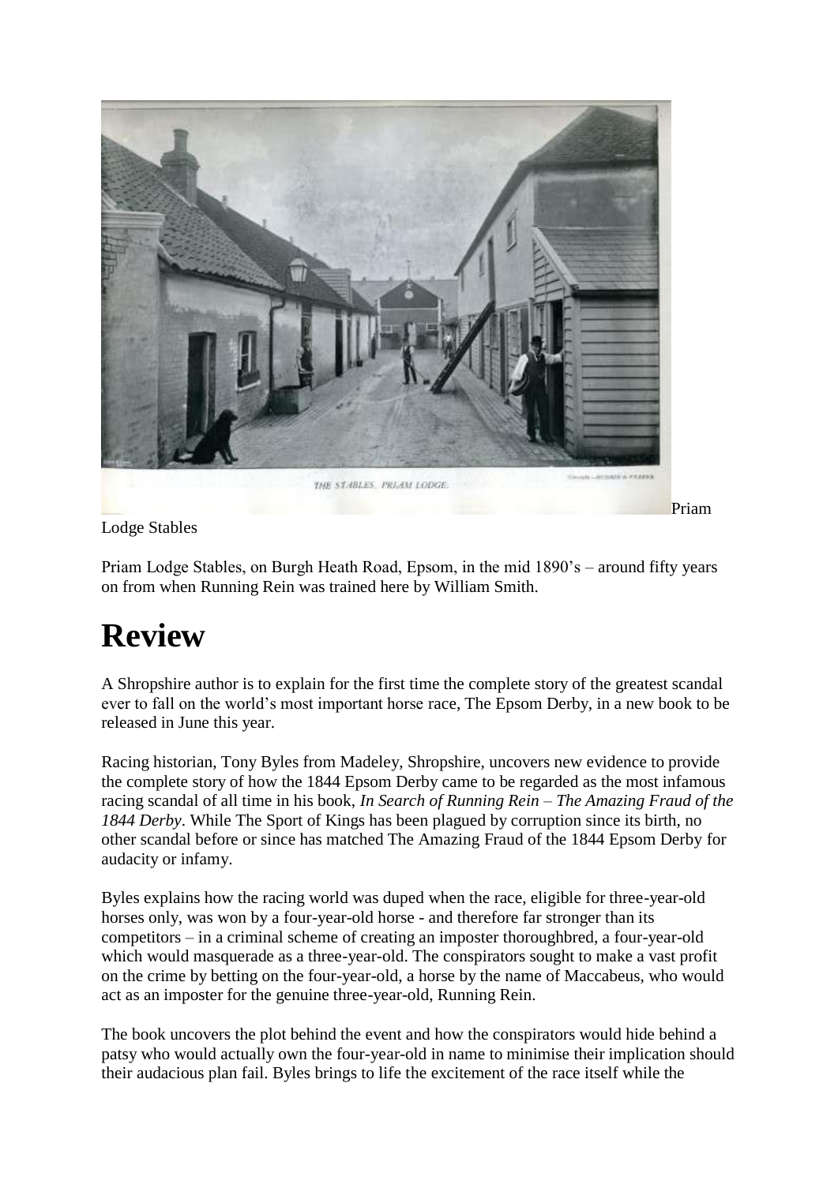THE STABLES, PRIAM LODGE.

Priam Lodge Stables

Priam Lodge Stables, on Burgh Heath Road, Epsom, in the mid 1890's – around fifty years on from when Running Rein was trained here by William Smith.

# Review

A Shropshire author is to explain for the first time the complete story of the greatest scandal ever to fall on the world's most important horse race, The Epsom Derby, in a new book to be released in June this year.

Racing historian, Tony Byles from Madeley, Shropshire, uncovers new evidence to provide the complete story of how the 1844 Epsom Derby came to be regarded as the most infamous racing scandal of all time in his book, *In Search of Running Rein – The Amazing Fraud of the 1844 Derby*. While The Sport of Kings has been plagued by corruption since its birth, no other scandal before or since has matched The Amazing Fraud of the 1844 Epsom Derby for audacity or infamy.

Byles explains how the racing world was duped when the race, eligible for three-year-old horses only, was won by a four-year-old horse - and therefore far stronger than its competitors – in a criminal scheme of creating an imposter thoroughbred, a four-year-old which would masquerade as a three-year-old. The conspirators sought to make a vast profit on the crime by betting on the four-year-old, a horse by the name of Maccabeus, who would act as an imposter for the genuine three-year-old, Running Rein.

The book uncovers the plot behind the event and how the conspirators would hide behind a patsy who would actually own the four-year-old in name to minimise their implication should their audacious plan fail. Byles brings to life the excitement of the race itself while the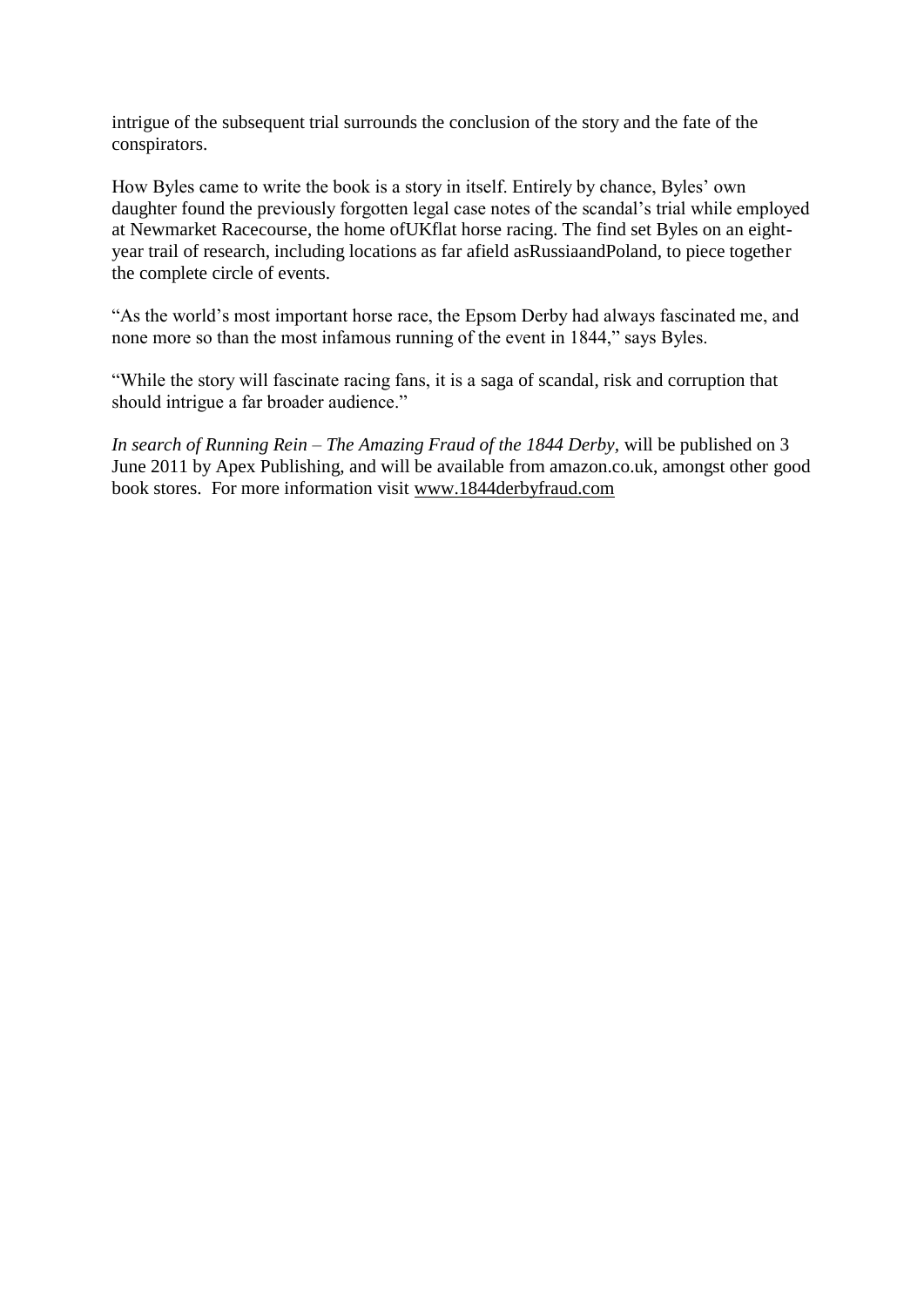intrigue of the subsequent trial surrounds the conclusion of the story and the fate of the conspirators.

How Byles came to write the book is a story in itself. Entirely by chance, Byles' own daughter found the previously forgotten legal case notes of the scandal's trial while employed at Newmarket Racecourse, the home ofUKflat horse racing. The find set Byles on an eight-year trail of research, including locations as far afield asRussiaandPoland, to piece together the complete circle of events.

"As the world's most important horse race, the Epsom Derby had always fascinated me, and none more so than the most infamous running of the event in 1844," says Byles.

"While the story will fascinate racing fans, it is a saga of scandal, risk and corruption that should intrigue a far broader audience."

*In search of Running Rein – The Amazing Fraud of the 1844 Derby,* will be published on 3 June 2011 by Apex Publishing, and will be available from amazon.co.uk, amongst other good book stores. For more information visit www.1844derbyfraud.com